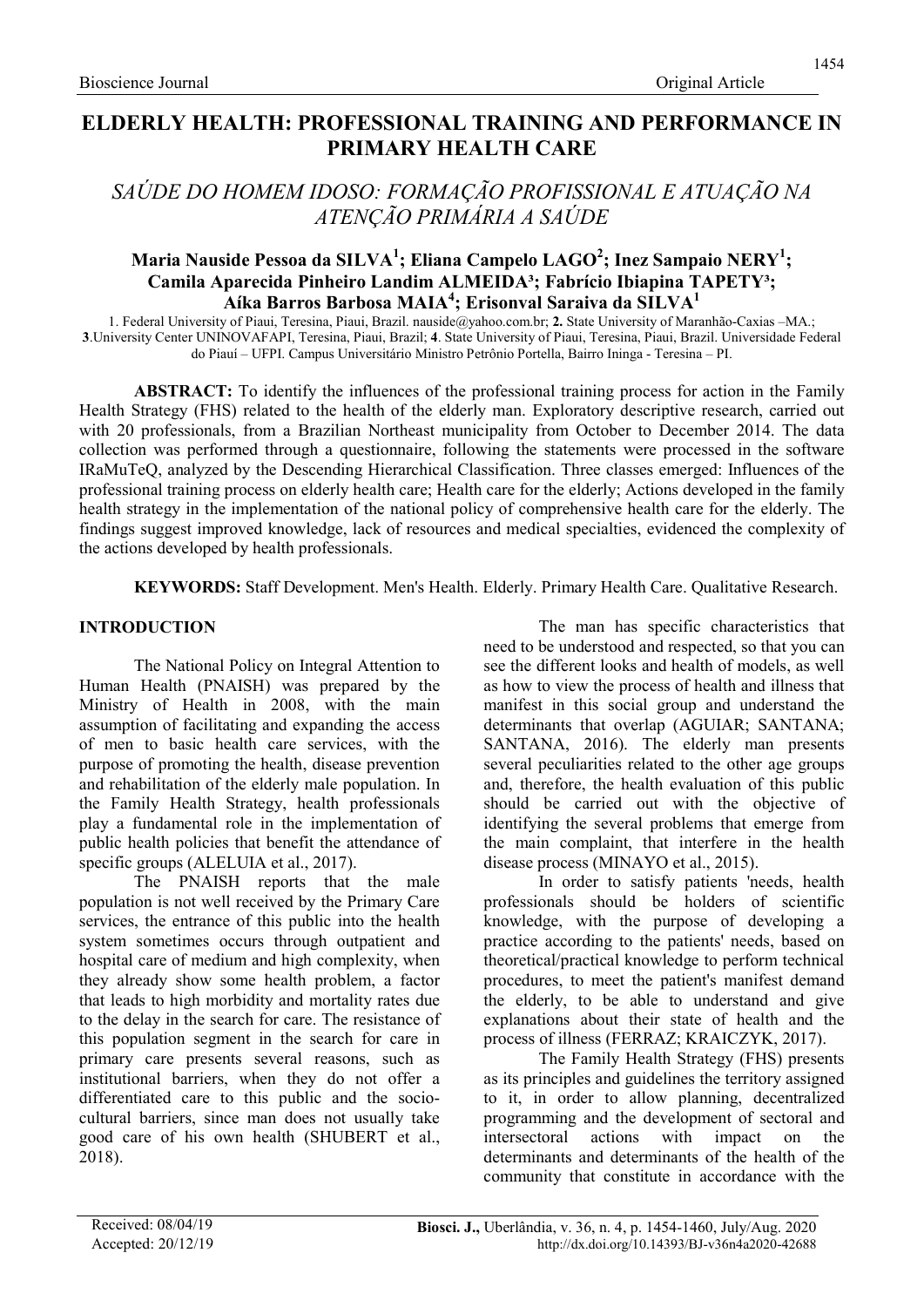Bioscience Journal — Original Article

# ELDERLY HEALTH: PROFESSIONAL TRAINING AND PERFORMANCE IN PRIMARY HEALTH CARE

## *SAÚDE DO HOMEM IDOSO: FORMAÇÃO PROFISSIONAL E ATUAÇÃO NA ATENÇÃO PRIMÁRIA A SAÚDE*

**Maria Nauside Pessoa da SILVA[1]; Eliana Campelo LAGO[2]; Inez Sampaio NERY[1]; Camila Aparecida Pinheiro Landim ALMEIDA[3]; Fabrício Ibiapina TAPETY[3]; Aíka Barros Barbosa MAIA[4]; Erisonval Saraiva da SILVA[1]**

1. Federal University of Piaui, Teresina, Piaui, Brazil. nauside@yahoo.com.br; **2.** State University of Maranhão-Caxias –MA.; **3**.University Center UNINOVAFAPI, Teresina, Piaui, Brazil; **4**. State University of Piaui, Teresina, Piaui, Brazil. Universidade Federal do Piauí – UFPI. Campus Universitário Ministro Petrônio Portella, Bairro Ininga - Teresina – PI.

**ABSTRACT:** To identify the influences of the professional training process for action in the Family Health Strategy (FHS) related to the health of the elderly man. Exploratory descriptive research, carried out with 20 professionals, from a Brazilian Northeast municipality from October to December 2014. The data collection was performed through a questionnaire, following the statements were processed in the software IRaMuTeQ, analyzed by the Descending Hierarchical Classification. Three classes emerged: Influences of the professional training process on elderly health care; Health care for the elderly; Actions developed in the family health strategy in the implementation of the national policy of comprehensive health care for the elderly. The findings suggest improved knowledge, lack of resources and medical specialties, evidenced the complexity of the actions developed by health professionals.

**KEYWORDS:** Staff Development. Men's Health. Elderly. Primary Health Care. Qualitative Research.

## INTRODUCTION

The National Policy on Integral Attention to Human Health (PNAISH) was prepared by the Ministry of Health in 2008, with the main assumption of facilitating and expanding the access of men to basic health care services, with the purpose of promoting the health, disease prevention and rehabilitation of the elderly male population. In the Family Health Strategy, health professionals play a fundamental role in the implementation of public health policies that benefit the attendance of specific groups (ALELUIA et al., 2017).

The PNAISH reports that the male population is not well received by the Primary Care services, the entrance of this public into the health system sometimes occurs through outpatient and hospital care of medium and high complexity, when they already show some health problem, a factor that leads to high morbidity and mortality rates due to the delay in the search for care. The resistance of this population segment in the search for care in primary care presents several reasons, such as institutional barriers, when they do not offer a differentiated care to this public and the socio-cultural barriers, since man does not usually take good care of his own health (SHUBERT et al., 2018).

The man has specific characteristics that need to be understood and respected, so that you can see the different looks and health of models, as well as how to view the process of health and illness that manifest in this social group and understand the determinants that overlap (AGUIAR; SANTANA; SANTANA, 2016). The elderly man presents several peculiarities related to the other age groups and, therefore, the health evaluation of this public should be carried out with the objective of identifying the several problems that emerge from the main complaint, that interfere in the health disease process (MINAYO et al., 2015).

In order to satisfy patients 'needs, health professionals should be holders of scientific knowledge, with the purpose of developing a practice according to the patients' needs, based on theoretical/practical knowledge to perform technical procedures, to meet the patient's manifest demand the elderly, to be able to understand and give explanations about their state of health and the process of illness (FERRAZ; KRAICZYK, 2017).

The Family Health Strategy (FHS) presents as its principles and guidelines the territory assigned to it, in order to allow planning, decentralized programming and the development of sectoral and intersectoral actions with impact on the determinants and determinants of the health of the community that constitute in accordance with the

Received: 08/04/19
Accepted: 20/12/19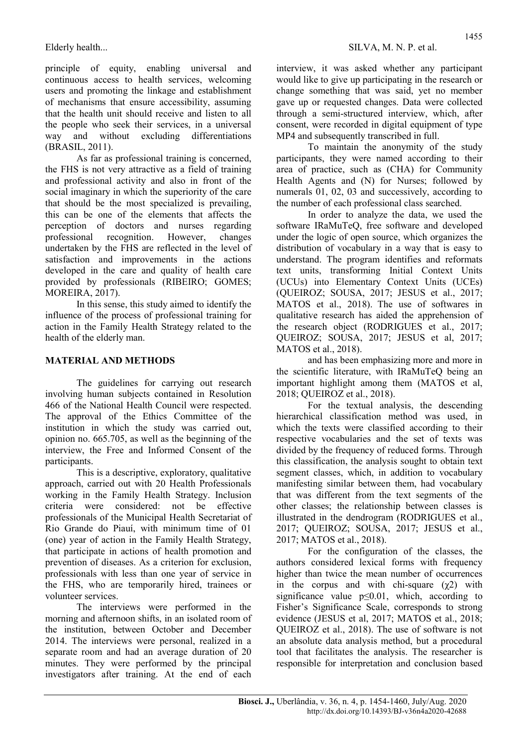principle of equity, enabling universal and continuous access to health services, welcoming users and promoting the linkage and establishment of mechanisms that ensure accessibility, assuming that the health unit should receive and listen to all the people who seek their services, in a universal way and without excluding differentiations (BRASIL, 2011).

As far as professional training is concerned, the FHS is not very attractive as a field of training and professional activity and also in front of the social imaginary in which the superiority of the care that should be the most specialized is prevailing, this can be one of the elements that affects the perception of doctors and nurses regarding professional recognition. However, changes undertaken by the FHS are reflected in the level of satisfaction and improvements in the actions developed in the care and quality of health care provided by professionals (RIBEIRO; GOMES; MOREIRA, 2017).

In this sense, this study aimed to identify the influence of the process of professional training for action in the Family Health Strategy related to the health of the elderly man.

## MATERIAL AND METHODS

The guidelines for carrying out research involving human subjects contained in Resolution 466 of the National Health Council were respected. The approval of the Ethics Committee of the institution in which the study was carried out, opinion no. 665.705, as well as the beginning of the interview, the Free and Informed Consent of the participants.

This is a descriptive, exploratory, qualitative approach, carried out with 20 Health Professionals working in the Family Health Strategy. Inclusion criteria were considered: not be effective professionals of the Municipal Health Secretariat of Rio Grande do Piauí, with minimum time of 01 (one) year of action in the Family Health Strategy, that participate in actions of health promotion and prevention of diseases. As a criterion for exclusion, professionals with less than one year of service in the FHS, who are temporarily hired, trainees or volunteer services.

The interviews were performed in the morning and afternoon shifts, in an isolated room of the institution, between October and December 2014. The interviews were personal, realized in a separate room and had an average duration of 20 minutes. They were performed by the principal investigators after training. At the end of each interview, it was asked whether any participant would like to give up participating in the research or change something that was said, yet no member gave up or requested changes. Data were collected through a semi-structured interview, which, after consent, were recorded in digital equipment of type MP4 and subsequently transcribed in full.

To maintain the anonymity of the study participants, they were named according to their area of practice, such as (CHA) for Community Health Agents and (N) for Nurses; followed by numerals 01, 02, 03 and successively, according to the number of each professional class searched.

In order to analyze the data, we used the software IRaMuTeQ, free software and developed under the logic of open source, which organizes the distribution of vocabulary in a way that is easy to understand. The program identifies and reformats text units, transforming Initial Context Units (UCUs) into Elementary Context Units (UCEs) (QUEIROZ; SOUSA, 2017; JESUS et al., 2017; MATOS et al., 2018). The use of softwares in qualitative research has aided the apprehension of the research object (RODRIGUES et al., 2017; QUEIROZ; SOUSA, 2017; JESUS et al, 2017; MATOS et al., 2018).

and has been emphasizing more and more in the scientific literature, with IRaMuTeQ being an important highlight among them (MATOS et al, 2018; QUEIROZ et al., 2018).

For the textual analysis, the descending hierarchical classification method was used, in which the texts were classified according to their respective vocabularies and the set of texts was divided by the frequency of reduced forms. Through this classification, the analysis sought to obtain text segment classes, which, in addition to vocabulary manifesting similar between them, had vocabulary that was different from the text segments of the other classes; the relationship between classes is illustrated in the dendrogram (RODRIGUES et al., 2017; QUEIROZ; SOUSA, 2017; JESUS et al., 2017; MATOS et al., 2018).

For the configuration of the classes, the authors considered lexical forms with frequency higher than twice the mean number of occurrences in the corpus and with chi-square ($\chi 2$) with significance value $p \leq 0.01$, which, according to Fisher's Significance Scale, corresponds to strong evidence (JESUS et al, 2017; MATOS et al., 2018; QUEIROZ et al., 2018). The use of software is not an absolute data analysis method, but a procedural tool that facilitates the analysis. The researcher is responsible for interpretation and conclusion based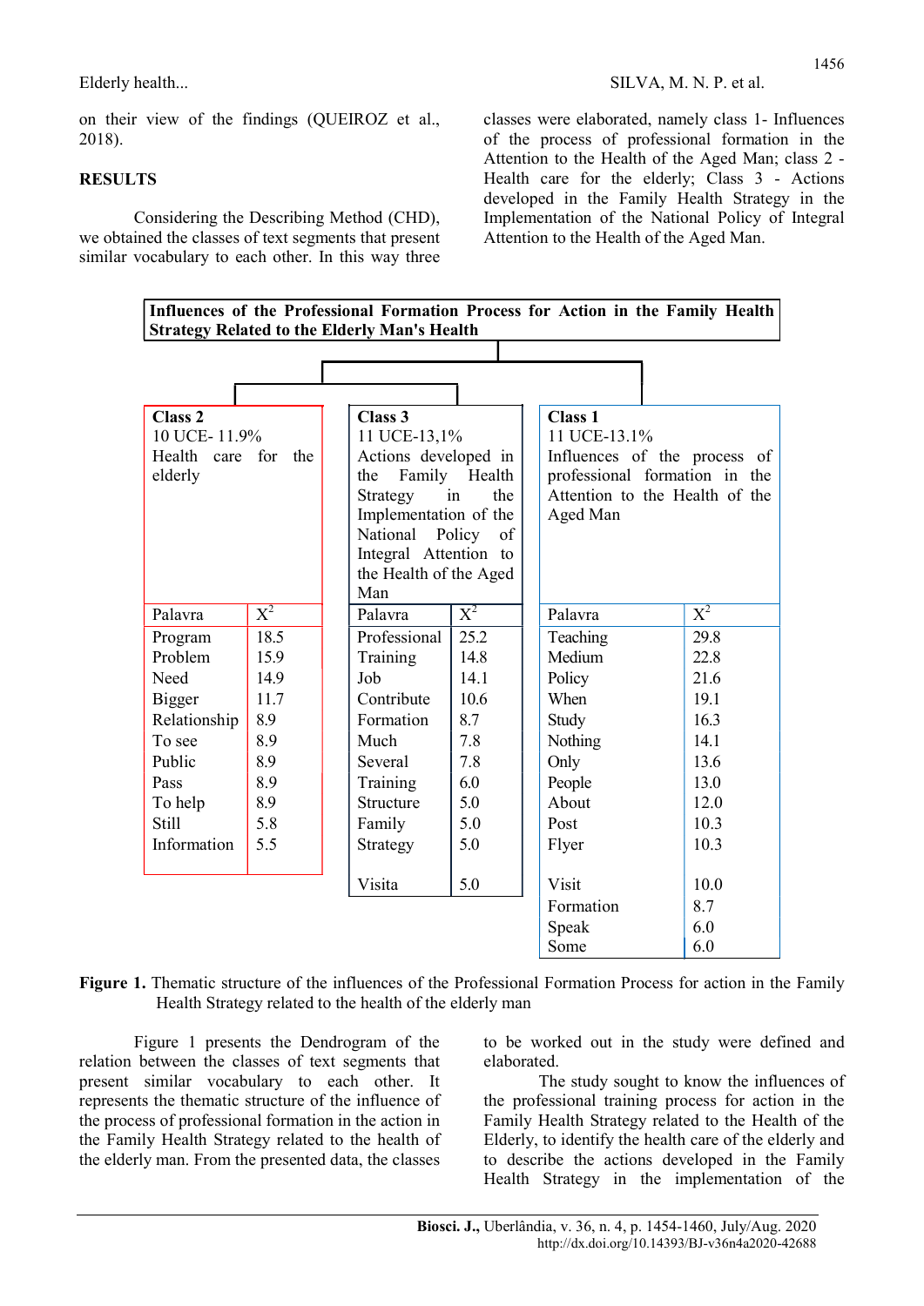on their view of the findings (QUEIROZ et al., 2018).

## RESULTS

Considering the Describing Method (CHD), we obtained the classes of text segments that present similar vocabulary to each other. In this way three classes were elaborated, namely class 1- Influences of the process of professional formation in the Attention to the Health of the Aged Man; class 2 - Health care for the elderly; Class 3 - Actions developed in the Family Health Strategy in the Implementation of the National Policy of Integral Attention to the Health of the Aged Man.

**Influences of the Professional Formation Process for Action in the Family Health Strategy Related to the Elderly Man's Health**

| **Class 2**<br>10 UCE- 11.9%<br>Health care for the elderly | | **Class 3**<br>11 UCE-13,1%<br>Actions developed in the Family Health Strategy in the Implementation of the National Policy of Integral Attention to the Health of the Aged Man | | **Class 1**<br>11 UCE-13.1%<br>Influences of the process of professional formation in the Attention to the Health of the Aged Man | |
|---|---|---|---|---|---|
| Palavra | $X^2$ | Palavra | $X^2$ | Palavra | $X^2$ |
| Program | 18.5 | Professional | 25.2 | Teaching | 29.8 |
| Problem | 15.9 | Training | 14.8 | Medium | 22.8 |
| Need | 14.9 | Job | 14.1 | Policy | 21.6 |
| Bigger | 11.7 | Contribute | 10.6 | When | 19.1 |
| Relationship | 8.9 | Formation | 8.7 | Study | 16.3 |
| To see | 8.9 | Much | 7.8 | Nothing | 14.1 |
| Public | 8.9 | Several | 7.8 | Only | 13.6 |
| Pass | 8.9 | Training | 6.0 | People | 13.0 |
| To help | 8.9 | Structure | 5.0 | About | 12.0 |
| Still | 5.8 | Family | 5.0 | Post | 10.3 |
| Information | 5.5 | Strategy | 5.0 | Flyer | 10.3 |
| | | Visita | 5.0 | Visit | 10.0 |
| | | | | Formation | 8.7 |
| | | | | Speak | 6.0 |
| | | | | Some | 6.0 |

**Figure 1.** Thematic structure of the influences of the Professional Formation Process for action in the Family Health Strategy related to the health of the elderly man

Figure 1 presents the Dendrogram of the relation between the classes of text segments that present similar vocabulary to each other. It represents the thematic structure of the influence of the process of professional formation in the action in the Family Health Strategy related to the health of the elderly man. From the presented data, the classes to be worked out in the study were defined and elaborated.

The study sought to know the influences of the professional training process for action in the Family Health Strategy related to the Health of the Elderly, to identify the health care of the elderly and to describe the actions developed in the Family Health Strategy in the implementation of the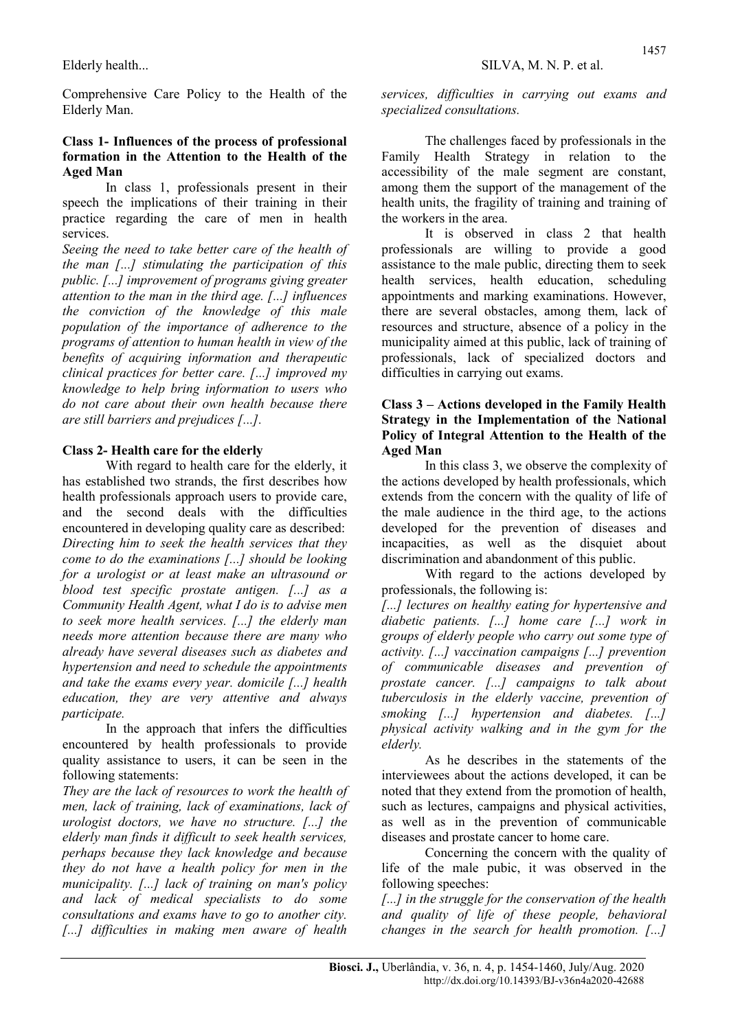Comprehensive Care Policy to the Health of the Elderly Man.

### Class 1- Influences of the process of professional formation in the Attention to the Health of the Aged Man

In class 1, professionals present in their speech the implications of their training in their practice regarding the care of men in health services.

*Seeing the need to take better care of the health of the man [...] stimulating the participation of this public. [...] improvement of programs giving greater attention to the man in the third age. [...] influences the conviction of the knowledge of this male population of the importance of adherence to the programs of attention to human health in view of the benefits of acquiring information and therapeutic clinical practices for better care. [...] improved my knowledge to help bring information to users who do not care about their own health because there are still barriers and prejudices [...].*

### Class 2- Health care for the elderly

With regard to health care for the elderly, it has established two strands, the first describes how health professionals approach users to provide care, and the second deals with the difficulties encountered in developing quality care as described:

*Directing him to seek the health services that they come to do the examinations [...] should be looking for a urologist or at least make an ultrasound or blood test specific prostate antigen. [...] as a Community Health Agent, what I do is to advise men to seek more health services. [...] the elderly man needs more attention because there are many who already have several diseases such as diabetes and hypertension and need to schedule the appointments and take the exams every year. domicile [...] health education, they are very attentive and always participate.*

In the approach that infers the difficulties encountered by health professionals to provide quality assistance to users, it can be seen in the following statements:

*They are the lack of resources to work the health of men, lack of training, lack of examinations, lack of urologist doctors, we have no structure. [...] the elderly man finds it difficult to seek health services, perhaps because they lack knowledge and because they do not have a health policy for men in the municipality. [...] lack of training on man's policy and lack of medical specialists to do some consultations and exams have to go to another city. [...] difficulties in making men aware of health services, difficulties in carrying out exams and specialized consultations.*

The challenges faced by professionals in the Family Health Strategy in relation to the accessibility of the male segment are constant, among them the support of the management of the health units, the fragility of training and training of the workers in the area.

It is observed in class 2 that health professionals are willing to provide a good assistance to the male public, directing them to seek health services, health education, scheduling appointments and marking examinations. However, there are several obstacles, among them, lack of resources and structure, absence of a policy in the municipality aimed at this public, lack of training of professionals, lack of specialized doctors and difficulties in carrying out exams.

### Class 3 – Actions developed in the Family Health Strategy in the Implementation of the National Policy of Integral Attention to the Health of the Aged Man

In this class 3, we observe the complexity of the actions developed by health professionals, which extends from the concern with the quality of life of the male audience in the third age, to the actions developed for the prevention of diseases and incapacities, as well as the disquiet about discrimination and abandonment of this public.

With regard to the actions developed by professionals, the following is:

*[...] lectures on healthy eating for hypertensive and diabetic patients. [...] home care [...] work in groups of elderly people who carry out some type of activity. [...] vaccination campaigns [...] prevention of communicable diseases and prevention of prostate cancer. [...] campaigns to talk about tuberculosis in the elderly vaccine, prevention of smoking [...] hypertension and diabetes. [...] physical activity walking and in the gym for the elderly.*

As he describes in the statements of the interviewees about the actions developed, it can be noted that they extend from the promotion of health, such as lectures, campaigns and physical activities, as well as in the prevention of communicable diseases and prostate cancer to home care.

Concerning the concern with the quality of life of the male pubic, it was observed in the following speeches:

*[...] in the struggle for the conservation of the health and quality of life of these people, behavioral changes in the search for health promotion. [...]*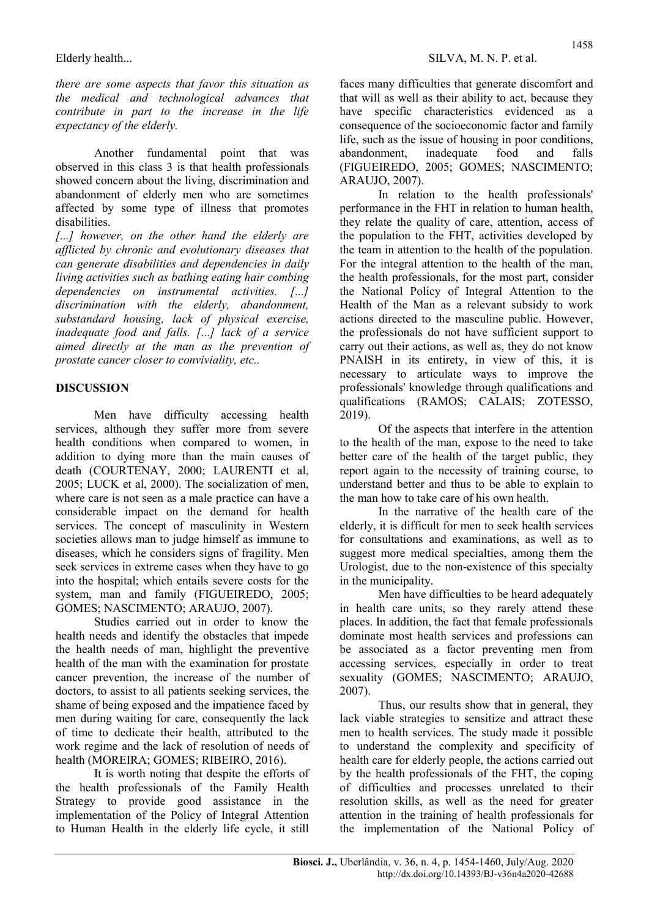*there are some aspects that favor this situation as the medical and technological advances that contribute in part to the increase in the life expectancy of the elderly.*

Another fundamental point that was observed in this class 3 is that health professionals showed concern about the living, discrimination and abandonment of elderly men who are sometimes affected by some type of illness that promotes disabilities.

*[...] however, on the other hand the elderly are afflicted by chronic and evolutionary diseases that can generate disabilities and dependencies in daily living activities such as bathing eating hair combing dependencies on instrumental activities. [...] discrimination with the elderly, abandonment, substandard housing, lack of physical exercise, inadequate food and falls. [...] lack of a service aimed directly at the man as the prevention of prostate cancer closer to conviviality, etc..*

## DISCUSSION

Men have difficulty accessing health services, although they suffer more from severe health conditions when compared to women, in addition to dying more than the main causes of death (COURTENAY, 2000; LAURENTI et al, 2005; LUCK et al, 2000). The socialization of men, where care is not seen as a male practice can have a considerable impact on the demand for health services. The concept of masculinity in Western societies allows man to judge himself as immune to diseases, which he considers signs of fragility. Men seek services in extreme cases when they have to go into the hospital; which entails severe costs for the system, man and family (FIGUEIREDO, 2005; GOMES; NASCIMENTO; ARAUJO, 2007).

Studies carried out in order to know the health needs and identify the obstacles that impede the health needs of man, highlight the preventive health of the man with the examination for prostate cancer prevention, the increase of the number of doctors, to assist to all patients seeking services, the shame of being exposed and the impatience faced by men during waiting for care, consequently the lack of time to dedicate their health, attributed to the work regime and the lack of resolution of needs of health (MOREIRA; GOMES; RIBEIRO, 2016).

It is worth noting that despite the efforts of the health professionals of the Family Health Strategy to provide good assistance in the implementation of the Policy of Integral Attention to Human Health in the elderly life cycle, it still faces many difficulties that generate discomfort and that will as well as their ability to act, because they have specific characteristics evidenced as a consequence of the socioeconomic factor and family life, such as the issue of housing in poor conditions, abandonment, inadequate food and falls (FIGUEIREDO, 2005; GOMES; NASCIMENTO; ARAUJO, 2007).

In relation to the health professionals' performance in the FHT in relation to human health, they relate the quality of care, attention, access of the population to the FHT, activities developed by the team in attention to the health of the population. For the integral attention to the health of the man, the health professionals, for the most part, consider the National Policy of Integral Attention to the Health of the Man as a relevant subsidy to work actions directed to the masculine public. However, the professionals do not have sufficient support to carry out their actions, as well as, they do not know PNAISH in its entirety, in view of this, it is necessary to articulate ways to improve the professionals' knowledge through qualifications and qualifications (RAMOS; CALAIS; ZOTESSO, 2019).

Of the aspects that interfere in the attention to the health of the man, expose to the need to take better care of the health of the target public, they report again to the necessity of training course, to understand better and thus to be able to explain to the man how to take care of his own health.

In the narrative of the health care of the elderly, it is difficult for men to seek health services for consultations and examinations, as well as to suggest more medical specialties, among them the Urologist, due to the non-existence of this specialty in the municipality.

Men have difficulties to be heard adequately in health care units, so they rarely attend these places. In addition, the fact that female professionals dominate most health services and professions can be associated as a factor preventing men from accessing services, especially in order to treat sexuality (GOMES; NASCIMENTO; ARAUJO, 2007).

Thus, our results show that in general, they lack viable strategies to sensitize and attract these men to health services. The study made it possible to understand the complexity and specificity of health care for elderly people, the actions carried out by the health professionals of the FHT, the coping of difficulties and processes unrelated to their resolution skills, as well as the need for greater attention in the training of health professionals for the implementation of the National Policy of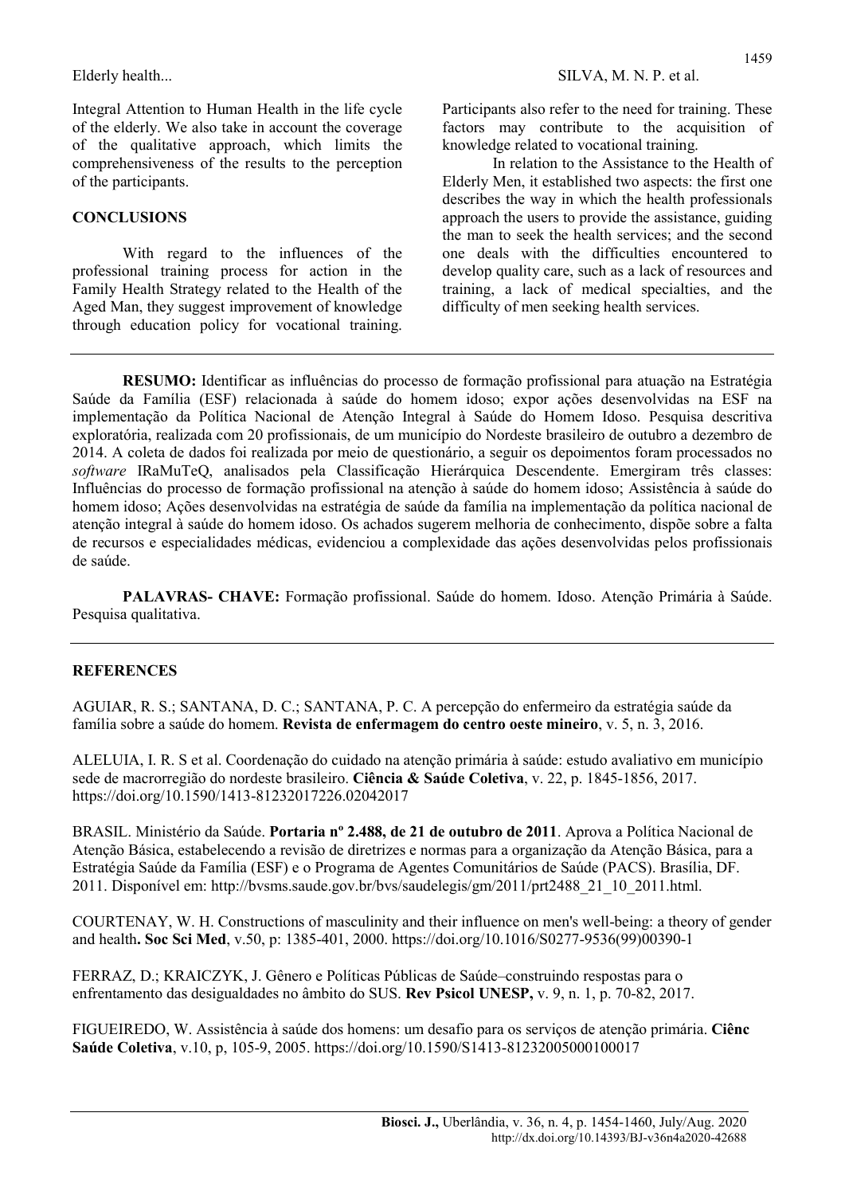Integral Attention to Human Health in the life cycle of the elderly. We also take in account the coverage of the qualitative approach, which limits the comprehensiveness of the results to the perception of the participants.

## CONCLUSIONS

With regard to the influences of the professional training process for action in the Family Health Strategy related to the Health of the Aged Man, they suggest improvement of knowledge through education policy for vocational training. Participants also refer to the need for training. These factors may contribute to the acquisition of knowledge related to vocational training.

In relation to the Assistance to the Health of Elderly Men, it established two aspects: the first one describes the way in which the health professionals approach the users to provide the assistance, guiding the man to seek the health services; and the second one deals with the difficulties encountered to develop quality care, such as a lack of resources and training, a lack of medical specialties, and the difficulty of men seeking health services.

---

**RESUMO:** Identificar as influências do processo de formação profissional para atuação na Estratégia Saúde da Família (ESF) relacionada à saúde do homem idoso; expor ações desenvolvidas na ESF na implementação da Política Nacional de Atenção Integral à Saúde do Homem Idoso. Pesquisa descritiva exploratória, realizada com 20 profissionais, de um município do Nordeste brasileiro de outubro a dezembro de 2014. A coleta de dados foi realizada por meio de questionário, a seguir os depoimentos foram processados no *software* IRaMuTeQ, analisados pela Classificação Hierárquica Descendente. Emergiram três classes: Influências do processo de formação profissional na atenção à saúde do homem idoso; Assistência à saúde do homem idoso; Ações desenvolvidas na estratégia de saúde da família na implementação da política nacional de atenção integral à saúde do homem idoso. Os achados sugerem melhoria de conhecimento, dispõe sobre a falta de recursos e especialidades médicas, evidenciou a complexidade das ações desenvolvidas pelos profissionais de saúde.

**PALAVRAS- CHAVE:** Formação profissional. Saúde do homem. Idoso. Atenção Primária à Saúde. Pesquisa qualitativa.

---

## REFERENCES

AGUIAR, R. S.; SANTANA, D. C.; SANTANA, P. C. A percepção do enfermeiro da estratégia saúde da família sobre a saúde do homem. **Revista de enfermagem do centro oeste mineiro**, v. 5, n. 3, 2016.

ALELUIA, I. R. S et al. Coordenação do cuidado na atenção primária à saúde: estudo avaliativo em município sede de macrorregião do nordeste brasileiro. **Ciência & Saúde Coletiva**, v. 22, p. 1845-1856, 2017. https://doi.org/10.1590/1413-81232017226.02042017

BRASIL. Ministério da Saúde. **Portaria nº 2.488, de 21 de outubro de 2011**. Aprova a Política Nacional de Atenção Básica, estabelecendo a revisão de diretrizes e normas para a organização da Atenção Básica, para a Estratégia Saúde da Família (ESF) e o Programa de Agentes Comunitários de Saúde (PACS). Brasília, DF. 2011. Disponível em: http://bvsms.saude.gov.br/bvs/saudelegis/gm/2011/prt2488_21_10_2011.html.

COURTENAY, W. H. Constructions of masculinity and their influence on men's well-being: a theory of gender and health**. Soc Sci Med**, v.50, p: 1385-401, 2000. https://doi.org/10.1016/S0277-9536(99)00390-1

FERRAZ, D.; KRAICZYK, J. Gênero e Políticas Públicas de Saúde–construindo respostas para o enfrentamento das desigualdades no âmbito do SUS. **Rev Psicol UNESP,** v. 9, n. 1, p. 70-82, 2017.

FIGUEIREDO, W. Assistência à saúde dos homens: um desafio para os serviços de atenção primária. **Ciênc Saúde Coletiva**, v.10, p, 105-9, 2005. https://doi.org/10.1590/S1413-81232005000100017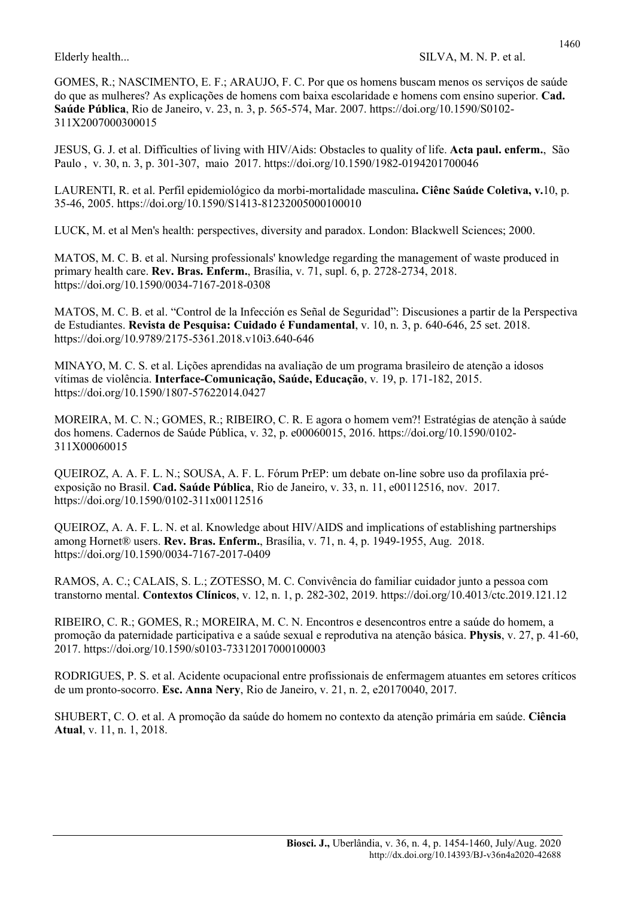GOMES, R.; NASCIMENTO, E. F.; ARAUJO, F. C. Por que os homens buscam menos os serviços de saúde do que as mulheres? As explicações de homens com baixa escolaridade e homens com ensino superior. **Cad. Saúde Pública**, Rio de Janeiro, v. 23, n. 3, p. 565-574, Mar. 2007. https://doi.org/10.1590/S0102-311X2007000300015

JESUS, G. J. et al. Difficulties of living with HIV/Aids: Obstacles to quality of life. **Acta paul. enferm.**, São Paulo , v. 30, n. 3, p. 301-307, maio 2017. https://doi.org/10.1590/1982-0194201700046

LAURENTI, R. et al. Perfil epidemiológico da morbi-mortalidade masculina**. Ciênc Saúde Coletiva, v.**10, p. 35-46, 2005. https://doi.org/10.1590/S1413-81232005000100010

LUCK, M. et al Men's health: perspectives, diversity and paradox. London: Blackwell Sciences; 2000.

MATOS, M. C. B. et al. Nursing professionals' knowledge regarding the management of waste produced in primary health care. **Rev. Bras. Enferm.**, Brasília, v. 71, supl. 6, p. 2728-2734, 2018. https://doi.org/10.1590/0034-7167-2018-0308

MATOS, M. C. B. et al. "Control de la Infección es Señal de Seguridad": Discusiones a partir de la Perspectiva de Estudiantes. **Revista de Pesquisa: Cuidado é Fundamental**, v. 10, n. 3, p. 640-646, 25 set. 2018. https://doi.org/10.9789/2175-5361.2018.v10i3.640-646

MINAYO, M. C. S. et al. Lições aprendidas na avaliação de um programa brasileiro de atenção a idosos vítimas de violência. **Interface-Comunicação, Saúde, Educação**, v. 19, p. 171-182, 2015. https://doi.org/10.1590/1807-57622014.0427

MOREIRA, M. C. N.; GOMES, R.; RIBEIRO, C. R. E agora o homem vem?! Estratégias de atenção à saúde dos homens. Cadernos de Saúde Pública, v. 32, p. e00060015, 2016. https://doi.org/10.1590/0102-311X00060015

QUEIROZ, A. A. F. L. N.; SOUSA, A. F. L. Fórum PrEP: um debate on-line sobre uso da profilaxia pré-exposição no Brasil. **Cad. Saúde Pública**, Rio de Janeiro, v. 33, n. 11, e00112516, nov. 2017. https://doi.org/10.1590/0102-311x00112516

QUEIROZ, A. A. F. L. N. et al. Knowledge about HIV/AIDS and implications of establishing partnerships among Hornet® users. **Rev. Bras. Enferm.**, Brasília, v. 71, n. 4, p. 1949-1955, Aug. 2018. https://doi.org/10.1590/0034-7167-2017-0409

RAMOS, A. C.; CALAIS, S. L.; ZOTESSO, M. C. Convivência do familiar cuidador junto a pessoa com transtorno mental. **Contextos Clínicos**, v. 12, n. 1, p. 282-302, 2019. https://doi.org/10.4013/ctc.2019.121.12

RIBEIRO, C. R.; GOMES, R.; MOREIRA, M. C. N. Encontros e desencontros entre a saúde do homem, a promoção da paternidade participativa e a saúde sexual e reprodutiva na atenção básica. **Physis**, v. 27, p. 41-60, 2017. https://doi.org/10.1590/s0103-73312017000100003

RODRIGUES, P. S. et al. Acidente ocupacional entre profissionais de enfermagem atuantes em setores críticos de um pronto-socorro. **Esc. Anna Nery**, Rio de Janeiro, v. 21, n. 2, e20170040, 2017.

SHUBERT, C. O. et al. A promoção da saúde do homem no contexto da atenção primária em saúde. **Ciência Atual**, v. 11, n. 1, 2018.